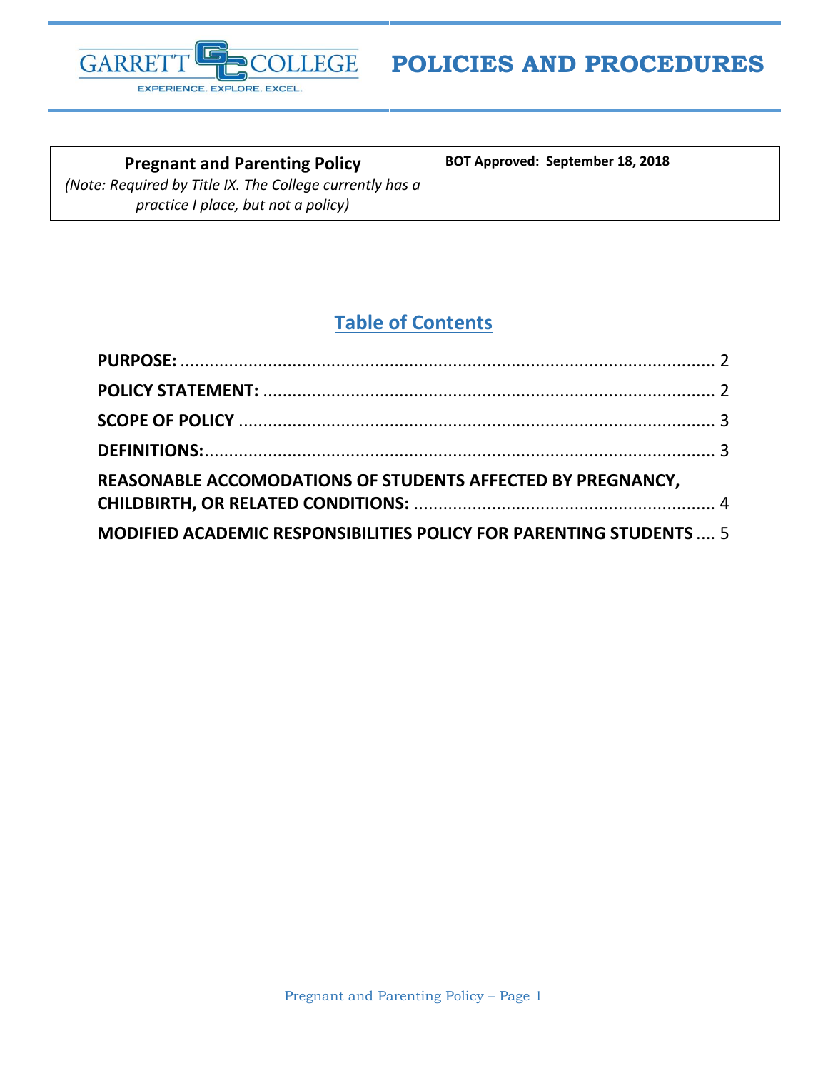GARRETT COLLEGE

EXPERIENCE. EXPLORE. EXCEL.

# POLICIES AND PROCEDURES

| **Pregnant and Parenting Policy** *(Note: Required by Title IX. The College currently has a practice I place, but not a policy)* | **BOT Approved: September 18, 2018** |
|---|---|

## Table of Contents

**PURPOSE:** ........................................................................................................ 2

**POLICY STATEMENT:** ....................................................................................... 2

**SCOPE OF POLICY** ............................................................................................ 3

**DEFINITIONS:**.................................................................................................... 3

**REASONABLE ACCOMODATIONS OF STUDENTS AFFECTED BY PREGNANCY, CHILDBIRTH, OR RELATED CONDITIONS:** ....................................................... 4

**MODIFIED ACADEMIC RESPONSIBILITIES POLICY FOR PARENTING STUDENTS** .... 5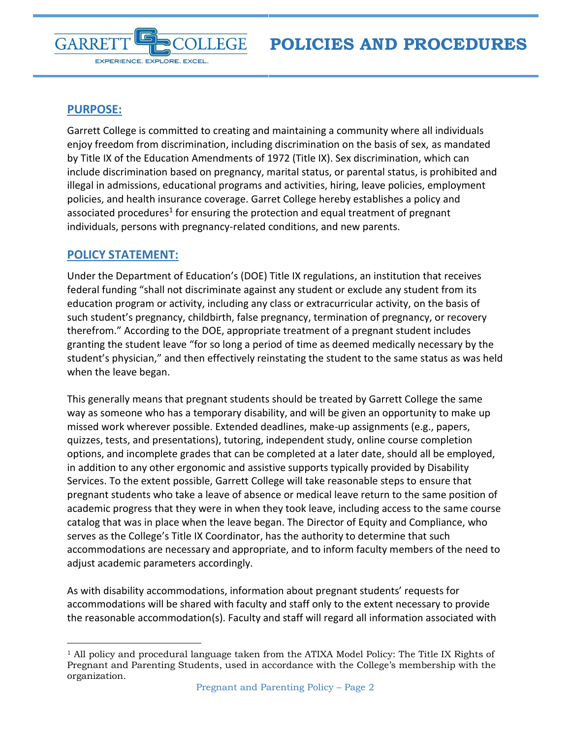## PURPOSE:

Garrett College is committed to creating and maintaining a community where all individuals enjoy freedom from discrimination, including discrimination on the basis of sex, as mandated by Title IX of the Education Amendments of 1972 (Title IX). Sex discrimination, which can include discrimination based on pregnancy, marital status, or parental status, is prohibited and illegal in admissions, educational programs and activities, hiring, leave policies, employment policies, and health insurance coverage. Garret College hereby establishes a policy and associated procedures[1] for ensuring the protection and equal treatment of pregnant individuals, persons with pregnancy-related conditions, and new parents.

## POLICY STATEMENT:

Under the Department of Education's (DOE) Title IX regulations, an institution that receives federal funding "shall not discriminate against any student or exclude any student from its education program or activity, including any class or extracurricular activity, on the basis of such student's pregnancy, childbirth, false pregnancy, termination of pregnancy, or recovery therefrom." According to the DOE, appropriate treatment of a pregnant student includes granting the student leave "for so long a period of time as deemed medically necessary by the student's physician," and then effectively reinstating the student to the same status as was held when the leave began.

This generally means that pregnant students should be treated by Garrett College the same way as someone who has a temporary disability, and will be given an opportunity to make up missed work wherever possible. Extended deadlines, make-up assignments (e.g., papers, quizzes, tests, and presentations), tutoring, independent study, online course completion options, and incomplete grades that can be completed at a later date, should all be employed, in addition to any other ergonomic and assistive supports typically provided by Disability Services. To the extent possible, Garrett College will take reasonable steps to ensure that pregnant students who take a leave of absence or medical leave return to the same position of academic progress that they were in when they took leave, including access to the same course catalog that was in place when the leave began. The Director of Equity and Compliance, who serves as the College's Title IX Coordinator, has the authority to determine that such accommodations are necessary and appropriate, and to inform faculty members of the need to adjust academic parameters accordingly.

As with disability accommodations, information about pregnant students' requests for accommodations will be shared with faculty and staff only to the extent necessary to provide the reasonable accommodation(s). Faculty and staff will regard all information associated with

[1] All policy and procedural language taken from the ATIXA Model Policy: The Title IX Rights of Pregnant and Parenting Students, used in accordance with the College's membership with the organization.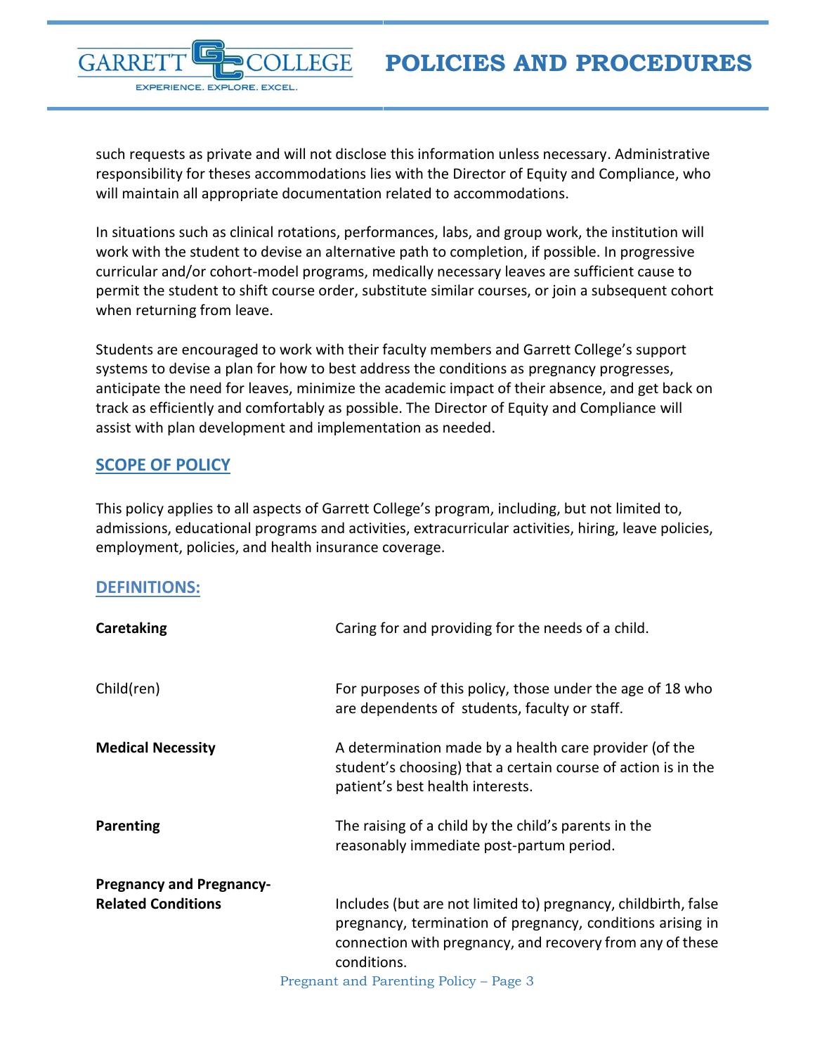such requests as private and will not disclose this information unless necessary. Administrative responsibility for theses accommodations lies with the Director of Equity and Compliance, who will maintain all appropriate documentation related to accommodations.

In situations such as clinical rotations, performances, labs, and group work, the institution will work with the student to devise an alternative path to completion, if possible. In progressive curricular and/or cohort-model programs, medically necessary leaves are sufficient cause to permit the student to shift course order, substitute similar courses, or join a subsequent cohort when returning from leave.

Students are encouraged to work with their faculty members and Garrett College's support systems to devise a plan for how to best address the conditions as pregnancy progresses, anticipate the need for leaves, minimize the academic impact of their absence, and get back on track as efficiently and comfortably as possible. The Director of Equity and Compliance will assist with plan development and implementation as needed.

## SCOPE OF POLICY

This policy applies to all aspects of Garrett College's program, including, but not limited to, admissions, educational programs and activities, extracurricular activities, hiring, leave policies, employment, policies, and health insurance coverage.

## DEFINITIONS:

| | |
|---|---|
| **Caretaking** | Caring for and providing for the needs of a child. |
| Child(ren) | For purposes of this policy, those under the age of 18 who are dependents of students, faculty or staff. |
| **Medical Necessity** | A determination made by a health care provider (of the student's choosing) that a certain course of action is in the patient's best health interests. |
| **Parenting** | The raising of a child by the child's parents in the reasonably immediate post-partum period. |
| **Pregnancy and Pregnancy-Related Conditions** | Includes (but are not limited to) pregnancy, childbirth, false pregnancy, termination of pregnancy, conditions arising in connection with pregnancy, and recovery from any of these conditions. |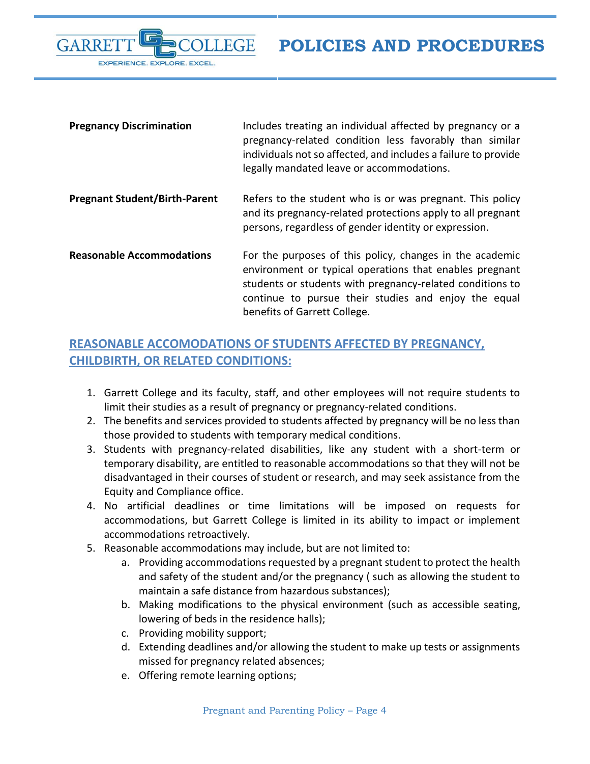| | |
|---|---|
| **Pregnancy Discrimination** | Includes treating an individual affected by pregnancy or a pregnancy-related condition less favorably than similar individuals not so affected, and includes a failure to provide legally mandated leave or accommodations. |
| **Pregnant Student/Birth-Parent** | Refers to the student who is or was pregnant. This policy and its pregnancy-related protections apply to all pregnant persons, regardless of gender identity or expression. |
| **Reasonable Accommodations** | For the purposes of this policy, changes in the academic environment or typical operations that enables pregnant students or students with pregnancy-related conditions to continue to pursue their studies and enjoy the equal benefits of Garrett College. |

## REASONABLE ACCOMODATIONS OF STUDENTS AFFECTED BY PREGNANCY, CHILDBIRTH, OR RELATED CONDITIONS:

1. Garrett College and its faculty, staff, and other employees will not require students to limit their studies as a result of pregnancy or pregnancy-related conditions.
2. The benefits and services provided to students affected by pregnancy will be no less than those provided to students with temporary medical conditions.
3. Students with pregnancy-related disabilities, like any student with a short-term or temporary disability, are entitled to reasonable accommodations so that they will not be disadvantaged in their courses of student or research, and may seek assistance from the Equity and Compliance office.
4. No artificial deadlines or time limitations will be imposed on requests for accommodations, but Garrett College is limited in its ability to impact or implement accommodations retroactively.
5. Reasonable accommodations may include, but are not limited to:
   a. Providing accommodations requested by a pregnant student to protect the health and safety of the student and/or the pregnancy ( such as allowing the student to maintain a safe distance from hazardous substances);
   b. Making modifications to the physical environment (such as accessible seating, lowering of beds in the residence halls);
   c. Providing mobility support;
   d. Extending deadlines and/or allowing the student to make up tests or assignments missed for pregnancy related absences;
   e. Offering remote learning options;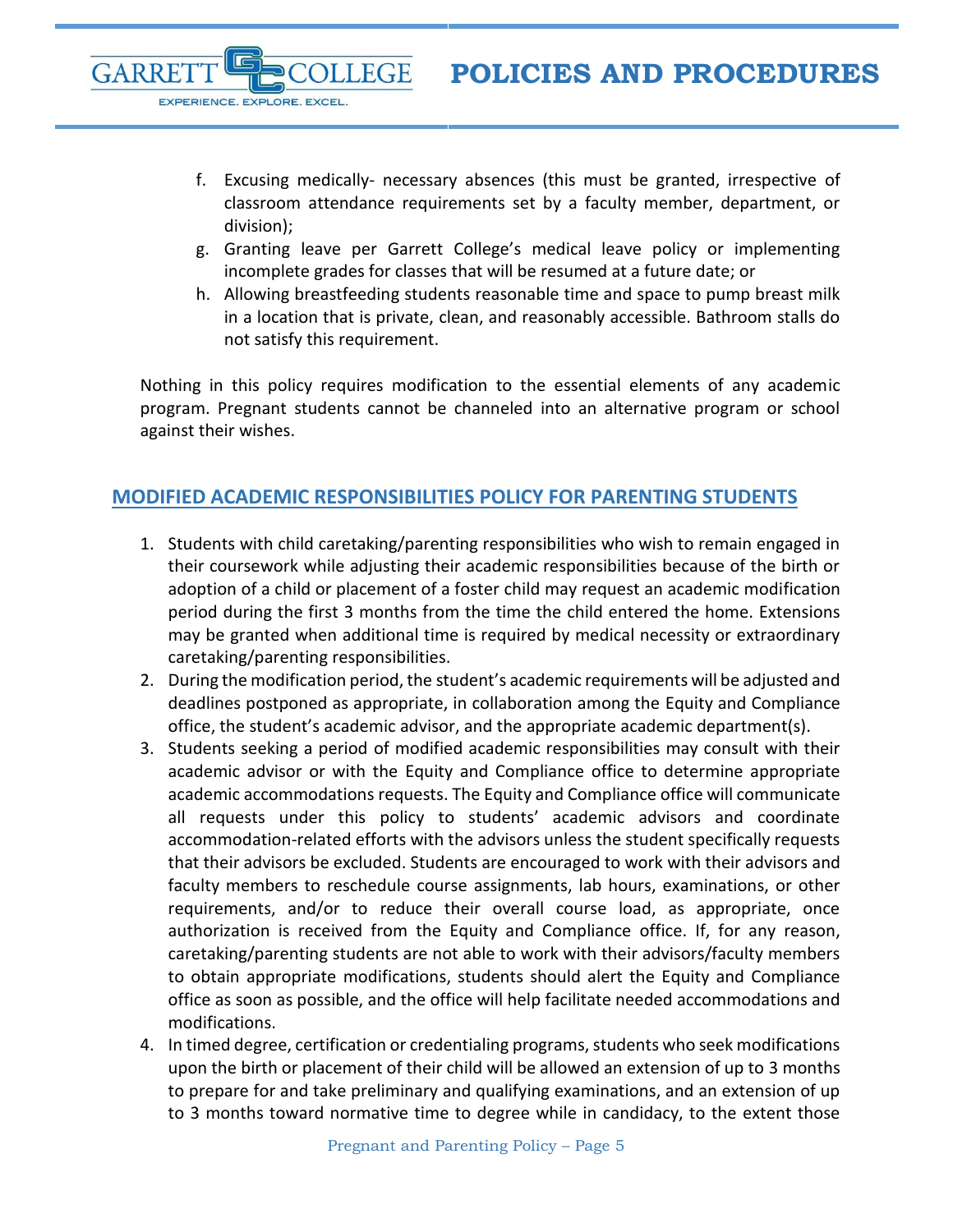f. Excusing medically- necessary absences (this must be granted, irrespective of classroom attendance requirements set by a faculty member, department, or division);
g. Granting leave per Garrett College's medical leave policy or implementing incomplete grades for classes that will be resumed at a future date; or
h. Allowing breastfeeding students reasonable time and space to pump breast milk in a location that is private, clean, and reasonably accessible. Bathroom stalls do not satisfy this requirement.

Nothing in this policy requires modification to the essential elements of any academic program. Pregnant students cannot be channeled into an alternative program or school against their wishes.

## MODIFIED ACADEMIC RESPONSIBILITIES POLICY FOR PARENTING STUDENTS

1. Students with child caretaking/parenting responsibilities who wish to remain engaged in their coursework while adjusting their academic responsibilities because of the birth or adoption of a child or placement of a foster child may request an academic modification period during the first 3 months from the time the child entered the home. Extensions may be granted when additional time is required by medical necessity or extraordinary caretaking/parenting responsibilities.
2. During the modification period, the student's academic requirements will be adjusted and deadlines postponed as appropriate, in collaboration among the Equity and Compliance office, the student's academic advisor, and the appropriate academic department(s).
3. Students seeking a period of modified academic responsibilities may consult with their academic advisor or with the Equity and Compliance office to determine appropriate academic accommodations requests. The Equity and Compliance office will communicate all requests under this policy to students' academic advisors and coordinate accommodation-related efforts with the advisors unless the student specifically requests that their advisors be excluded. Students are encouraged to work with their advisors and faculty members to reschedule course assignments, lab hours, examinations, or other requirements, and/or to reduce their overall course load, as appropriate, once authorization is received from the Equity and Compliance office. If, for any reason, caretaking/parenting students are not able to work with their advisors/faculty members to obtain appropriate modifications, students should alert the Equity and Compliance office as soon as possible, and the office will help facilitate needed accommodations and modifications.
4. In timed degree, certification or credentialing programs, students who seek modifications upon the birth or placement of their child will be allowed an extension of up to 3 months to prepare for and take preliminary and qualifying examinations, and an extension of up to 3 months toward normative time to degree while in candidacy, to the extent those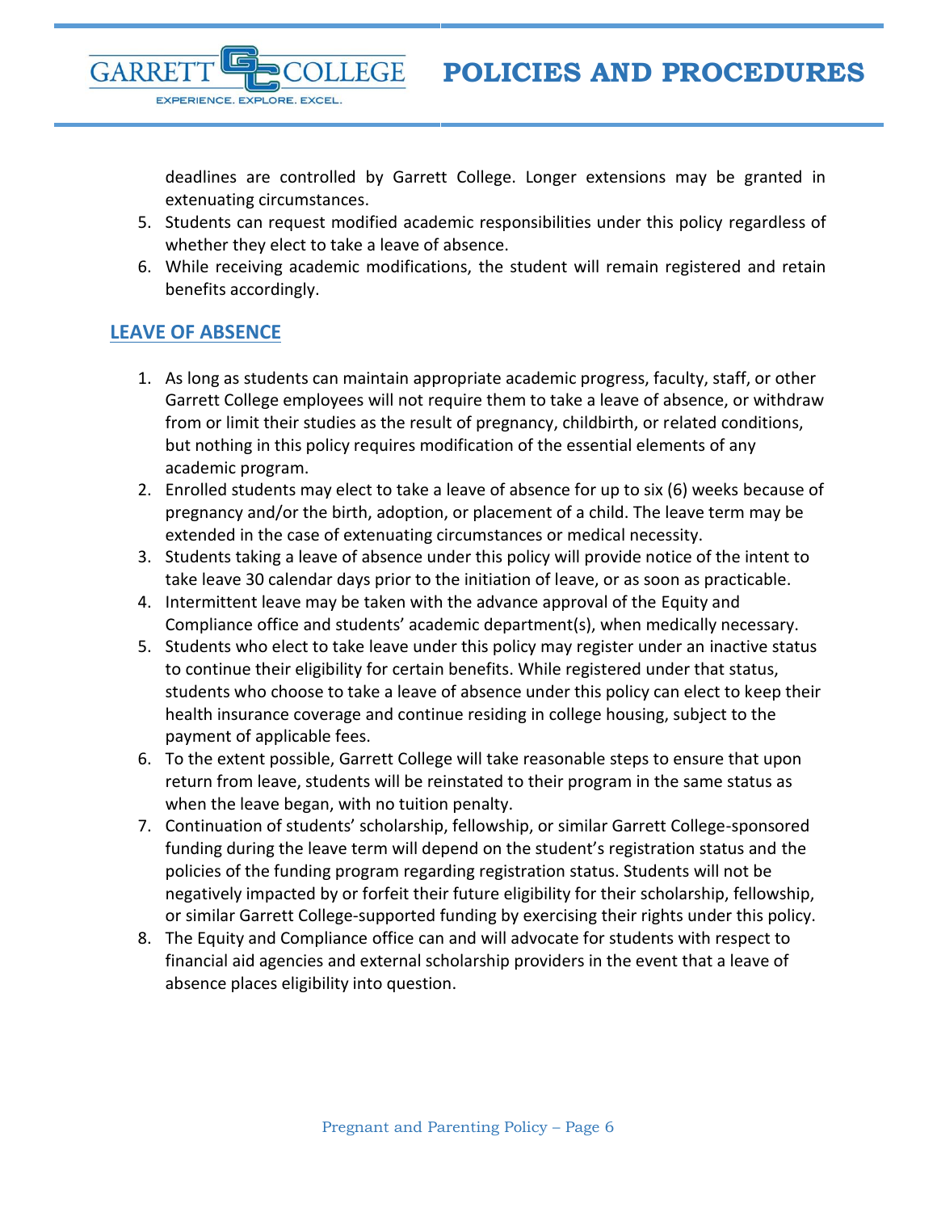deadlines are controlled by Garrett College. Longer extensions may be granted in extenuating circumstances.

5. Students can request modified academic responsibilities under this policy regardless of whether they elect to take a leave of absence.
6. While receiving academic modifications, the student will remain registered and retain benefits accordingly.

## LEAVE OF ABSENCE

1. As long as students can maintain appropriate academic progress, faculty, staff, or other Garrett College employees will not require them to take a leave of absence, or withdraw from or limit their studies as the result of pregnancy, childbirth, or related conditions, but nothing in this policy requires modification of the essential elements of any academic program.
2. Enrolled students may elect to take a leave of absence for up to six (6) weeks because of pregnancy and/or the birth, adoption, or placement of a child. The leave term may be extended in the case of extenuating circumstances or medical necessity.
3. Students taking a leave of absence under this policy will provide notice of the intent to take leave 30 calendar days prior to the initiation of leave, or as soon as practicable.
4. Intermittent leave may be taken with the advance approval of the Equity and Compliance office and students' academic department(s), when medically necessary.
5. Students who elect to take leave under this policy may register under an inactive status to continue their eligibility for certain benefits. While registered under that status, students who choose to take a leave of absence under this policy can elect to keep their health insurance coverage and continue residing in college housing, subject to the payment of applicable fees.
6. To the extent possible, Garrett College will take reasonable steps to ensure that upon return from leave, students will be reinstated to their program in the same status as when the leave began, with no tuition penalty.
7. Continuation of students' scholarship, fellowship, or similar Garrett College-sponsored funding during the leave term will depend on the student's registration status and the policies of the funding program regarding registration status. Students will not be negatively impacted by or forfeit their future eligibility for their scholarship, fellowship, or similar Garrett College-supported funding by exercising their rights under this policy.
8. The Equity and Compliance office can and will advocate for students with respect to financial aid agencies and external scholarship providers in the event that a leave of absence places eligibility into question.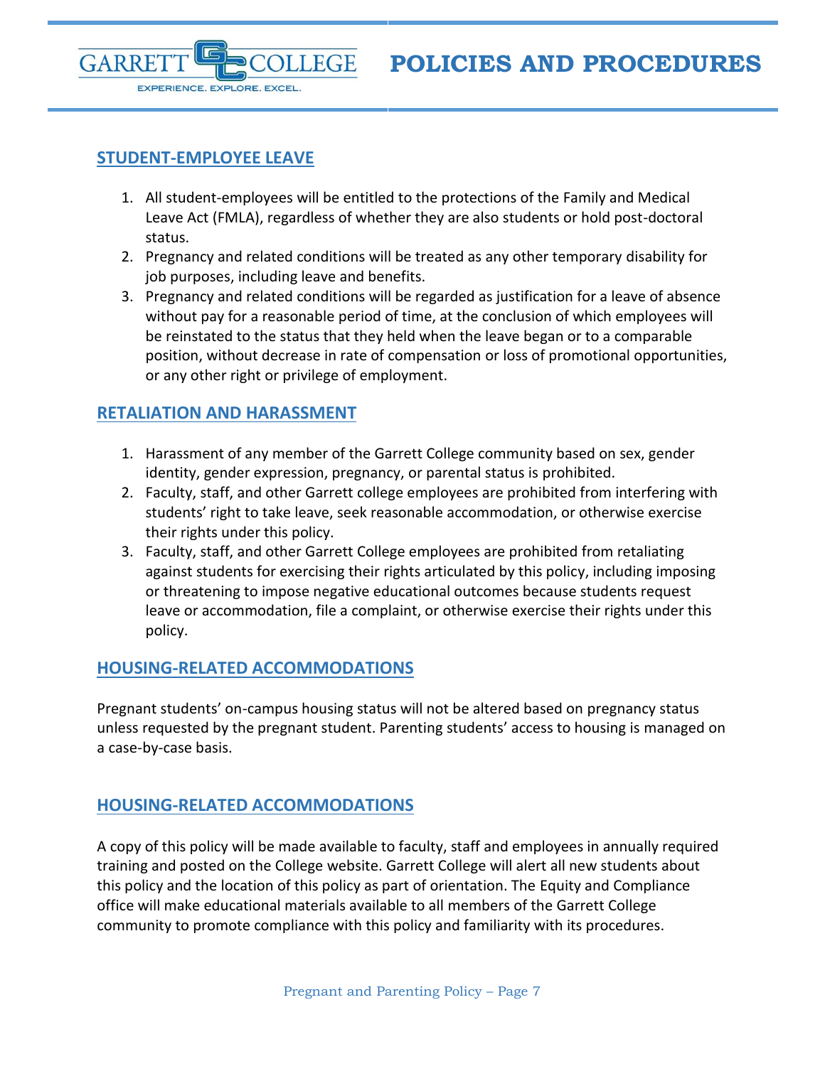## STUDENT-EMPLOYEE LEAVE

1. All student-employees will be entitled to the protections of the Family and Medical Leave Act (FMLA), regardless of whether they are also students or hold post-doctoral status.
2. Pregnancy and related conditions will be treated as any other temporary disability for job purposes, including leave and benefits.
3. Pregnancy and related conditions will be regarded as justification for a leave of absence without pay for a reasonable period of time, at the conclusion of which employees will be reinstated to the status that they held when the leave began or to a comparable position, without decrease in rate of compensation or loss of promotional opportunities, or any other right or privilege of employment.

## RETALIATION AND HARASSMENT

1. Harassment of any member of the Garrett College community based on sex, gender identity, gender expression, pregnancy, or parental status is prohibited.
2. Faculty, staff, and other Garrett college employees are prohibited from interfering with students' right to take leave, seek reasonable accommodation, or otherwise exercise their rights under this policy.
3. Faculty, staff, and other Garrett College employees are prohibited from retaliating against students for exercising their rights articulated by this policy, including imposing or threatening to impose negative educational outcomes because students request leave or accommodation, file a complaint, or otherwise exercise their rights under this policy.

## HOUSING-RELATED ACCOMMODATIONS

Pregnant students' on-campus housing status will not be altered based on pregnancy status unless requested by the pregnant student. Parenting students' access to housing is managed on a case-by-case basis.

## HOUSING-RELATED ACCOMMODATIONS

A copy of this policy will be made available to faculty, staff and employees in annually required training and posted on the College website. Garrett College will alert all new students about this policy and the location of this policy as part of orientation. The Equity and Compliance office will make educational materials available to all members of the Garrett College community to promote compliance with this policy and familiarity with its procedures.